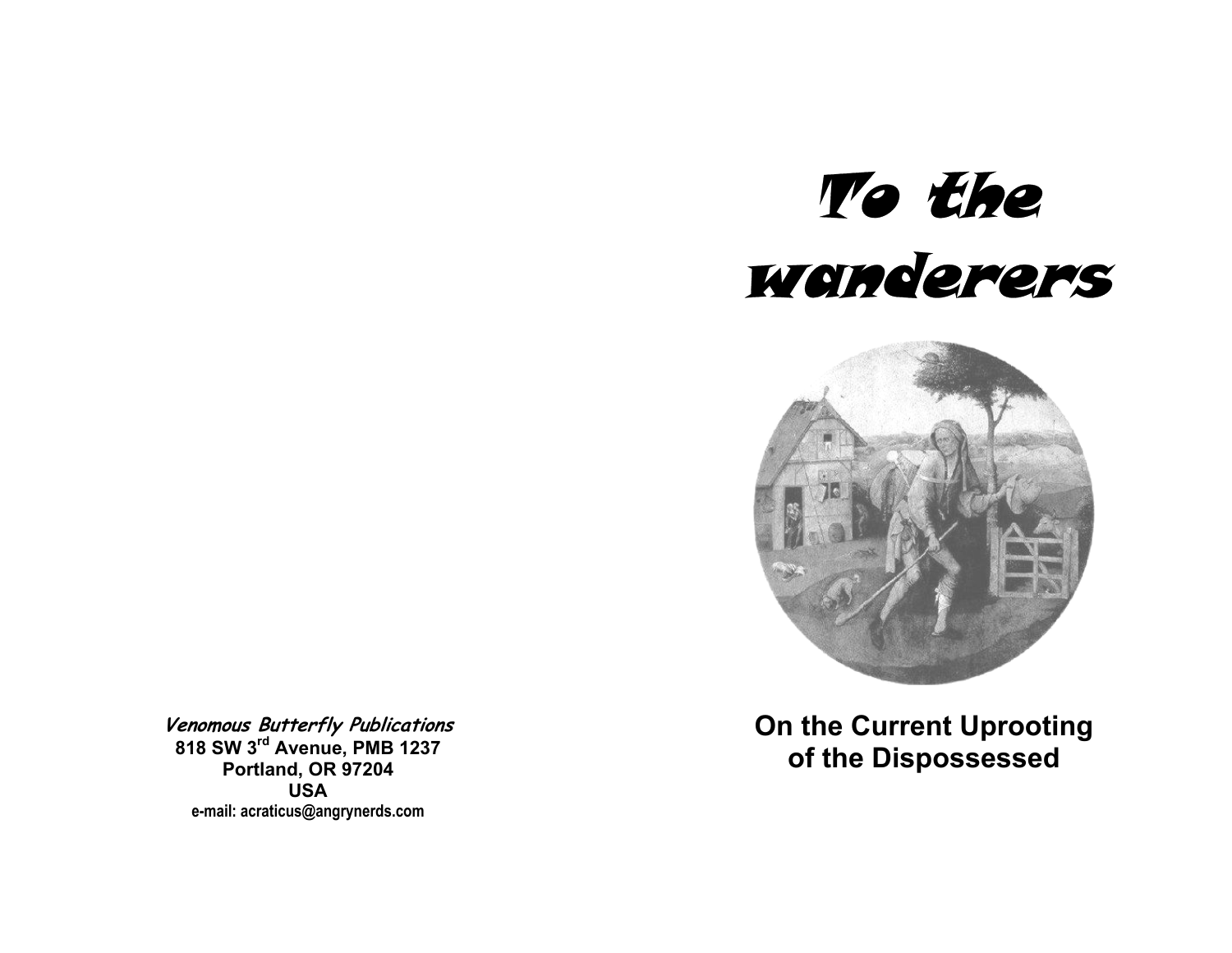# To the wanderers

## On the Current Uprooting of the Dispossessed

***Venomous Butterfly Publications***
**818 SW 3rd Avenue, PMB 1237**
**Portland, OR 97204**
**USA**
**e-mail: acraticus@angrynerds.com**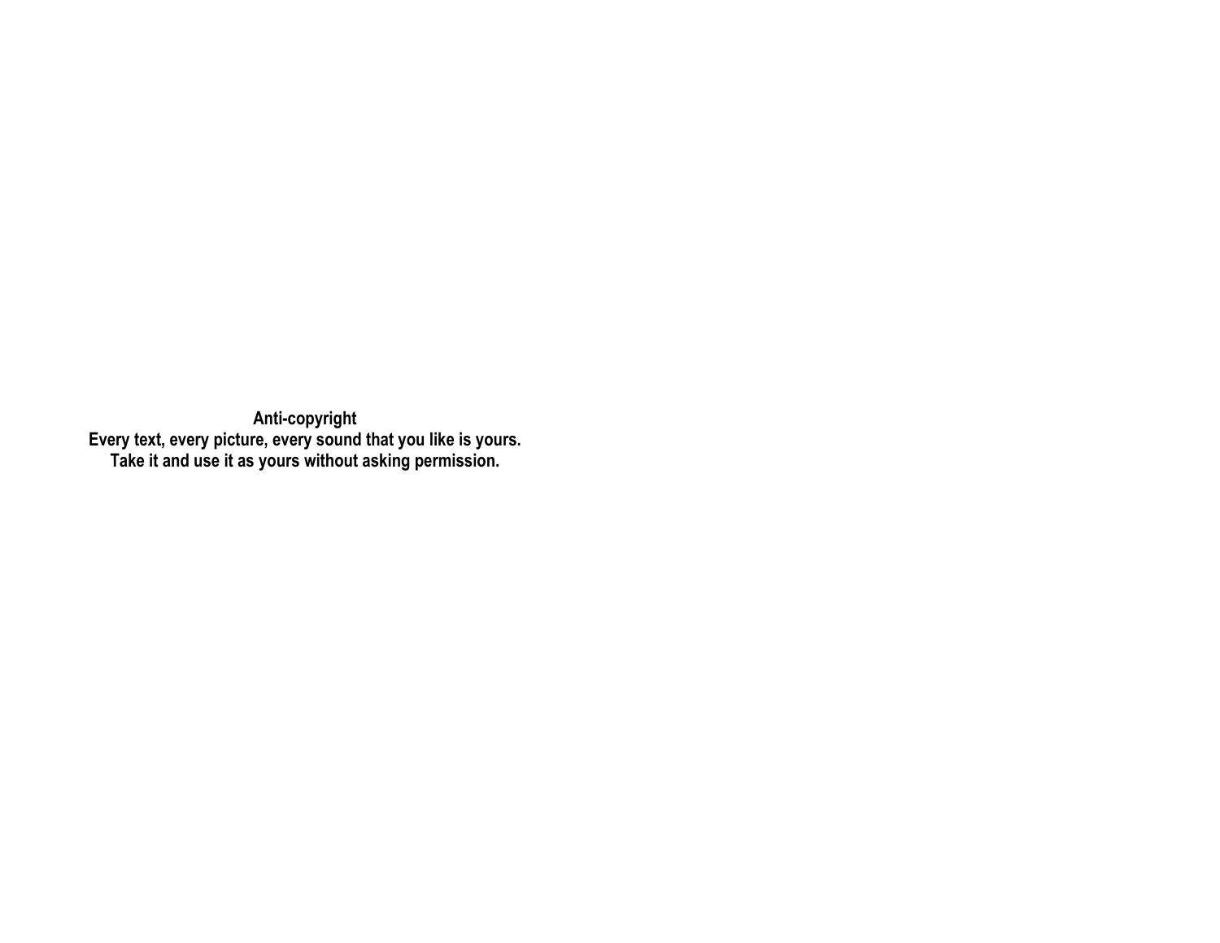**Anti-copyright**

**Every text, every picture, every sound that you like is yours.**

**Take it and use it as yours without asking permission.**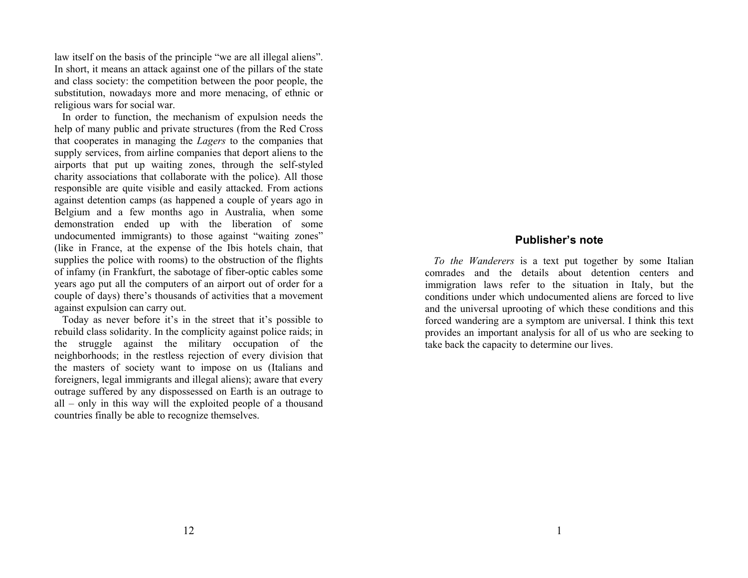law itself on the basis of the principle "we are all illegal aliens". In short, it means an attack against one of the pillars of the state and class society: the competition between the poor people, the substitution, nowadays more and more menacing, of ethnic or religious wars for social war.

In order to function, the mechanism of expulsion needs the help of many public and private structures (from the Red Cross that cooperates in managing the *Lagers* to the companies that supply services, from airline companies that deport aliens to the airports that put up waiting zones, through the self-styled charity associations that collaborate with the police). All those responsible are quite visible and easily attacked. From actions against detention camps (as happened a couple of years ago in Belgium and a few months ago in Australia, when some demonstration ended up with the liberation of some undocumented immigrants) to those against "waiting zones" (like in France, at the expense of the Ibis hotels chain, that supplies the police with rooms) to the obstruction of the flights of infamy (in Frankfurt, the sabotage of fiber-optic cables some years ago put all the computers of an airport out of order for a couple of days) there's thousands of activities that a movement against expulsion can carry out.

Today as never before it's in the street that it's possible to rebuild class solidarity. In the complicity against police raids; in the struggle against the military occupation of the neighborhoods; in the restless rejection of every division that the masters of society want to impose on us (Italians and foreigners, legal immigrants and illegal aliens); aware that every outrage suffered by any dispossessed on Earth is an outrage to all – only in this way will the exploited people of a thousand countries finally be able to recognize themselves.

## Publisher's note

*To the Wanderers* is a text put together by some Italian comrades and the details about detention centers and immigration laws refer to the situation in Italy, but the conditions under which undocumented aliens are forced to live and the universal uprooting of which these conditions and this forced wandering are a symptom are universal. I think this text provides an important analysis for all of us who are seeking to take back the capacity to determine our lives.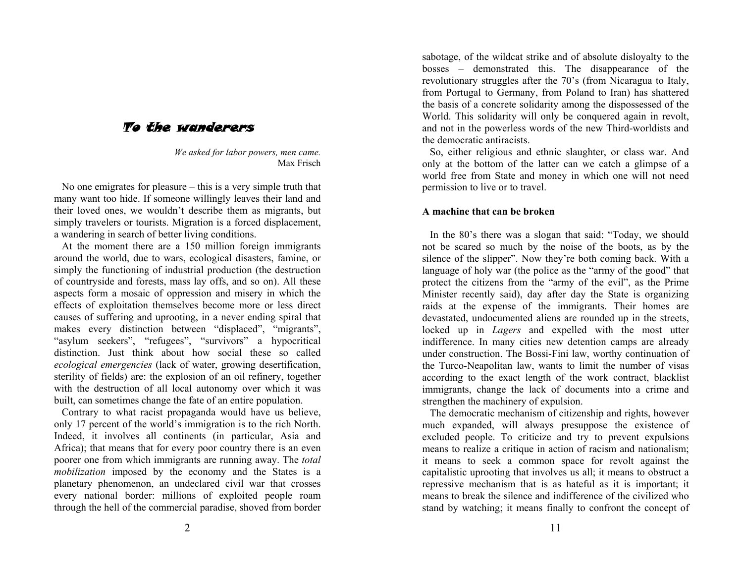## To the wanderers

*We asked for labor powers, men came.*
Max Frisch

No one emigrates for pleasure – this is a very simple truth that many want too hide. If someone willingly leaves their land and their loved ones, we wouldn't describe them as migrants, but simply travelers or tourists. Migration is a forced displacement, a wandering in search of better living conditions.

At the moment there are a 150 million foreign immigrants around the world, due to wars, ecological disasters, famine, or simply the functioning of industrial production (the destruction of countryside and forests, mass lay offs, and so on). All these aspects form a mosaic of oppression and misery in which the effects of exploitation themselves become more or less direct causes of suffering and uprooting, in a never ending spiral that makes every distinction between "displaced", "migrants", "asylum seekers", "refugees", "survivors" a hypocritical distinction. Just think about how social these so called *ecological emergencies* (lack of water, growing desertification, sterility of fields) are: the explosion of an oil refinery, together with the destruction of all local autonomy over which it was built, can sometimes change the fate of an entire population.

Contrary to what racist propaganda would have us believe, only 17 percent of the world's immigration is to the rich North. Indeed, it involves all continents (in particular, Asia and Africa); that means that for every poor country there is an even poorer one from which immigrants are running away. The *total mobilization* imposed by the economy and the States is a planetary phenomenon, an undeclared civil war that crosses every national border: millions of exploited people roam through the hell of the commercial paradise, shoved from border

sabotage, of the wildcat strike and of absolute disloyalty to the bosses – demonstrated this. The disappearance of the revolutionary struggles after the 70's (from Nicaragua to Italy, from Portugal to Germany, from Poland to Iran) has shattered the basis of a concrete solidarity among the dispossessed of the World. This solidarity will only be conquered again in revolt, and not in the powerless words of the new Third-worldists and the democratic antiracists.

So, either religious and ethnic slaughter, or class war. And only at the bottom of the latter can we catch a glimpse of a world free from State and money in which one will not need permission to live or to travel.

### A machine that can be broken

In the 80's there was a slogan that said: "Today, we should not be scared so much by the noise of the boots, as by the silence of the slipper". Now they're both coming back. With a language of holy war (the police as the "army of the good" that protect the citizens from the "army of the evil", as the Prime Minister recently said), day after day the State is organizing raids at the expense of the immigrants. Their homes are devastated, undocumented aliens are rounded up in the streets, locked up in *Lagers* and expelled with the most utter indifference. In many cities new detention camps are already under construction. The Bossi-Fini law, worthy continuation of the Turco-Neapolitan law, wants to limit the number of visas according to the exact length of the work contract, blacklist immigrants, change the lack of documents into a crime and strengthen the machinery of expulsion.

The democratic mechanism of citizenship and rights, however much expanded, will always presuppose the existence of excluded people. To criticize and try to prevent expulsions means to realize a critique in action of racism and nationalism; it means to seek a common space for revolt against the capitalistic uprooting that involves us all; it means to obstruct a repressive mechanism that is as hateful as it is important; it means to break the silence and indifference of the civilized who stand by watching; it means finally to confront the concept of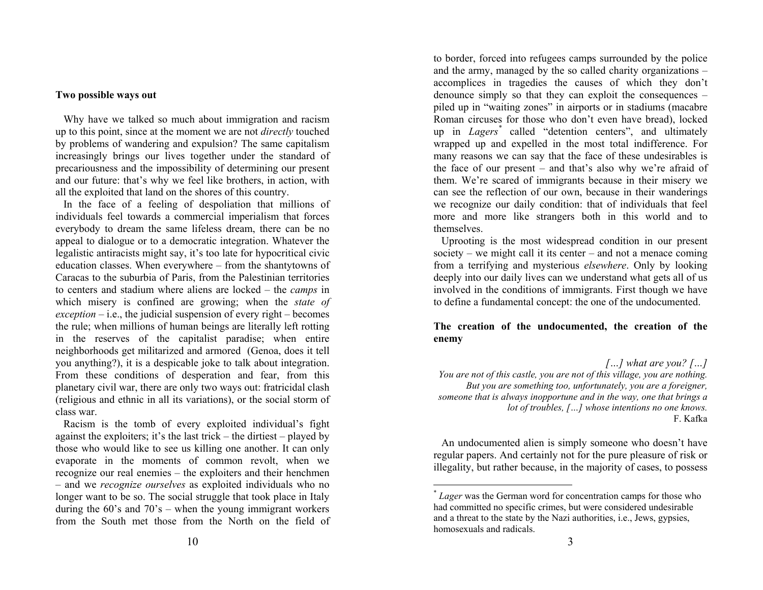### Two possible ways out

Why have we talked so much about immigration and racism up to this point, since at the moment we are not *directly* touched by problems of wandering and expulsion? The same capitalism increasingly brings our lives together under the standard of precariousness and the impossibility of determining our present and our future: that's why we feel like brothers, in action, with all the exploited that land on the shores of this country.

In the face of a feeling of despoliation that millions of individuals feel towards a commercial imperialism that forces everybody to dream the same lifeless dream, there can be no appeal to dialogue or to a democratic integration. Whatever the legalistic antiracists might say, it's too late for hypocritical civic education classes. When everywhere – from the shantytowns of Caracas to the suburbia of Paris, from the Palestinian territories to centers and stadium where aliens are locked – the *camps* in which misery is confined are growing; when the *state of exception* – i.e., the judicial suspension of every right – becomes the rule; when millions of human beings are literally left rotting in the reserves of the capitalist paradise; when entire neighborhoods get militarized and armored (Genoa, does it tell you anything?), it is a despicable joke to talk about integration. From these conditions of desperation and fear, from this planetary civil war, there are only two ways out: fratricidal clash (religious and ethnic in all its variations), or the social storm of class war.

Racism is the tomb of every exploited individual's fight against the exploiters; it's the last trick – the dirtiest – played by those who would like to see us killing one another. It can only evaporate in the moments of common revolt, when we recognize our real enemies – the exploiters and their henchmen – and we *recognize ourselves* as exploited individuals who no longer want to be so. The social struggle that took place in Italy during the 60's and 70's – when the young immigrant workers from the South met those from the North on the field of

to border, forced into refugees camps surrounded by the police and the army, managed by the so called charity organizations – accomplices in tragedies the causes of which they don't denounce simply so that they can exploit the consequences – piled up in "waiting zones" in airports or in stadiums (macabre Roman circuses for those who don't even have bread), locked up in *Lagers*[*] called "detention centers", and ultimately wrapped up and expelled in the most total indifference. For many reasons we can say that the face of these undesirables is the face of our present – and that's also why we're afraid of them. We're scared of immigrants because in their misery we can see the reflection of our own, because in their wanderings we recognize our daily condition: that of individuals that feel more and more like strangers both in this world and to themselves.

Uprooting is the most widespread condition in our present society – we might call it its center – and not a menace coming from a terrifying and mysterious *elsewhere*. Only by looking deeply into our daily lives can we understand what gets all of us involved in the conditions of immigrants. First though we have to define a fundamental concept: the one of the undocumented.

### The creation of the undocumented, the creation of the enemy

> *[…] what are you? […]*
> *You are not of this castle, you are not of this village, you are nothing. But you are something too, unfortunately, you are a foreigner, someone that is always inopportune and in the way, one that brings a lot of troubles, […] whose intentions no one knows.*
> F. Kafka

An undocumented alien is simply someone who doesn't have regular papers. And certainly not for the pure pleasure of risk or illegality, but rather because, in the majority of cases, to possess

[*] *Lager* was the German word for concentration camps for those who had committed no specific crimes, but were considered undesirable and a threat to the state by the Nazi authorities, i.e., Jews, gypsies, homosexuals and radicals.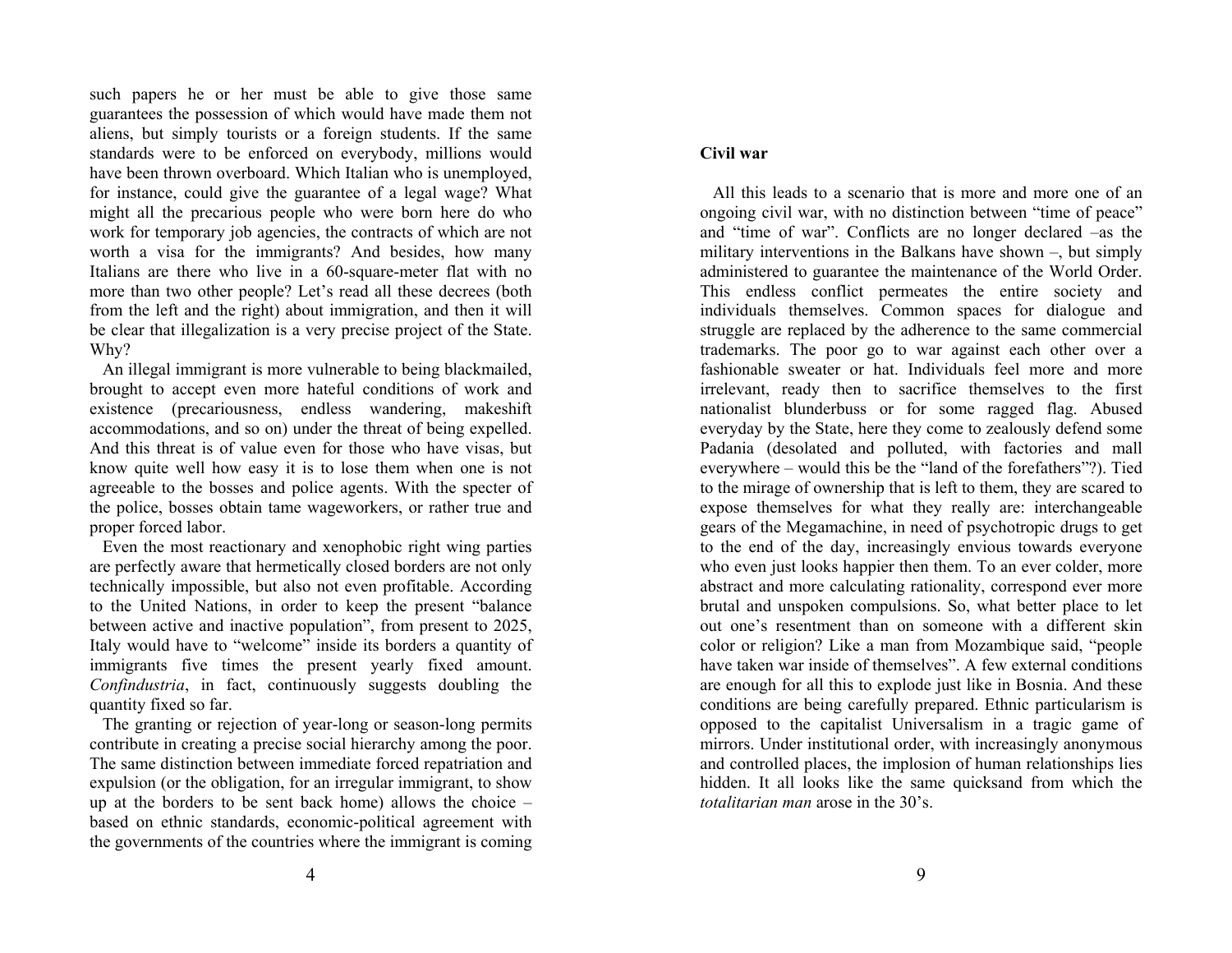such papers he or her must be able to give those same guarantees the possession of which would have made them not aliens, but simply tourists or a foreign students. If the same standards were to be enforced on everybody, millions would have been thrown overboard. Which Italian who is unemployed, for instance, could give the guarantee of a legal wage? What might all the precarious people who were born here do who work for temporary job agencies, the contracts of which are not worth a visa for the immigrants? And besides, how many Italians are there who live in a 60-square-meter flat with no more than two other people? Let's read all these decrees (both from the left and the right) about immigration, and then it will be clear that illegalization is a very precise project of the State. Why?

An illegal immigrant is more vulnerable to being blackmailed, brought to accept even more hateful conditions of work and existence (precariousness, endless wandering, makeshift accommodations, and so on) under the threat of being expelled. And this threat is of value even for those who have visas, but know quite well how easy it is to lose them when one is not agreeable to the bosses and police agents. With the specter of the police, bosses obtain tame wageworkers, or rather true and proper forced labor.

Even the most reactionary and xenophobic right wing parties are perfectly aware that hermetically closed borders are not only technically impossible, but also not even profitable. According to the United Nations, in order to keep the present "balance between active and inactive population", from present to 2025, Italy would have to "welcome" inside its borders a quantity of immigrants five times the present yearly fixed amount. *Confindustria*, in fact, continuously suggests doubling the quantity fixed so far.

The granting or rejection of year-long or season-long permits contribute in creating a precise social hierarchy among the poor. The same distinction between immediate forced repatriation and expulsion (or the obligation, for an irregular immigrant, to show up at the borders to be sent back home) allows the choice – based on ethnic standards, economic-political agreement with the governments of the countries where the immigrant is coming

**Civil war**

All this leads to a scenario that is more and more one of an ongoing civil war, with no distinction between "time of peace" and "time of war". Conflicts are no longer declared –as the military interventions in the Balkans have shown –, but simply administered to guarantee the maintenance of the World Order. This endless conflict permeates the entire society and individuals themselves. Common spaces for dialogue and struggle are replaced by the adherence to the same commercial trademarks. The poor go to war against each other over a fashionable sweater or hat. Individuals feel more and more irrelevant, ready then to sacrifice themselves to the first nationalist blunderbuss or for some ragged flag. Abused everyday by the State, here they come to zealously defend some Padania (desolated and polluted, with factories and mall everywhere – would this be the "land of the forefathers"?). Tied to the mirage of ownership that is left to them, they are scared to expose themselves for what they really are: interchangeable gears of the Megamachine, in need of psychotropic drugs to get to the end of the day, increasingly envious towards everyone who even just looks happier then them. To an ever colder, more abstract and more calculating rationality, correspond ever more brutal and unspoken compulsions. So, what better place to let out one's resentment than on someone with a different skin color or religion? Like a man from Mozambique said, "people have taken war inside of themselves". A few external conditions are enough for all this to explode just like in Bosnia. And these conditions are being carefully prepared. Ethnic particularism is opposed to the capitalist Universalism in a tragic game of mirrors. Under institutional order, with increasingly anonymous and controlled places, the implosion of human relationships lies hidden. It all looks like the same quicksand from which the *totalitarian man* arose in the 30's.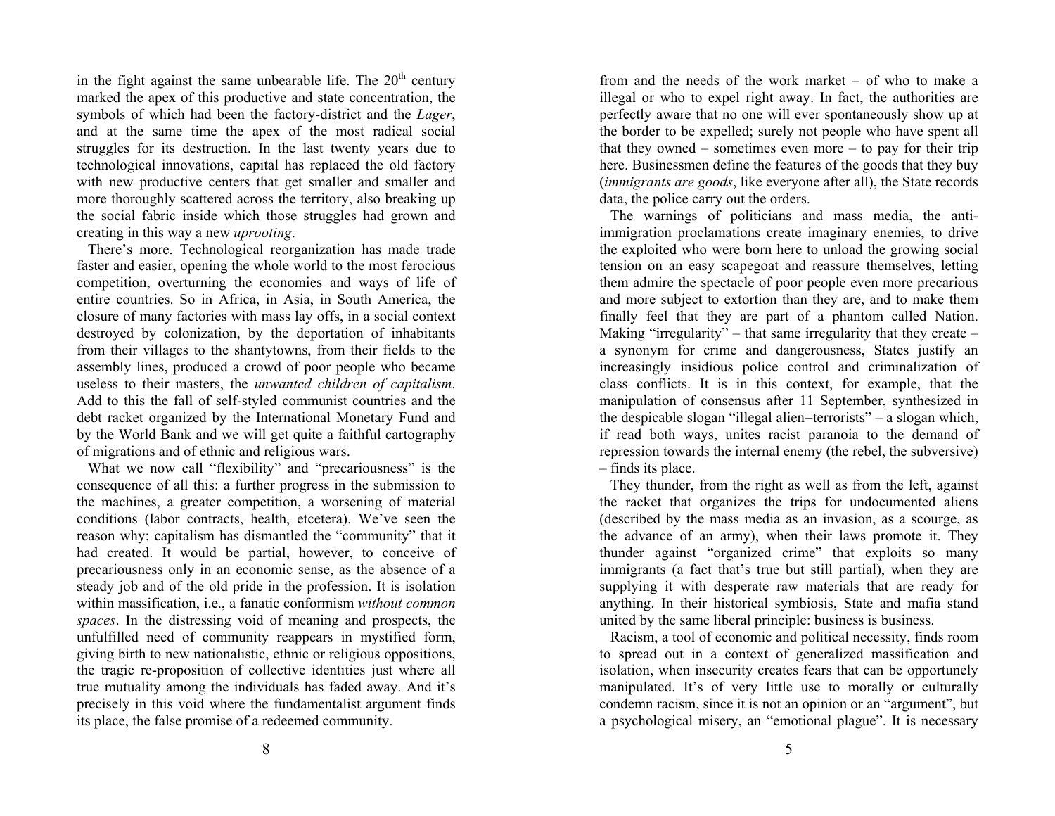in the fight against the same unbearable life. The 20$^{th}$ century marked the apex of this productive and state concentration, the symbols of which had been the factory-district and the *Lager*, and at the same time the apex of the most radical social struggles for its destruction. In the last twenty years due to technological innovations, capital has replaced the old factory with new productive centers that get smaller and smaller and more thoroughly scattered across the territory, also breaking up the social fabric inside which those struggles had grown and creating in this way a new *uprooting*.

There's more. Technological reorganization has made trade faster and easier, opening the whole world to the most ferocious competition, overturning the economies and ways of life of entire countries. So in Africa, in Asia, in South America, the closure of many factories with mass lay offs, in a social context destroyed by colonization, by the deportation of inhabitants from their villages to the shantytowns, from their fields to the assembly lines, produced a crowd of poor people who became useless to their masters, the *unwanted children of capitalism*. Add to this the fall of self-styled communist countries and the debt racket organized by the International Monetary Fund and by the World Bank and we will get quite a faithful cartography of migrations and of ethnic and religious wars.

What we now call "flexibility" and "precariousness" is the consequence of all this: a further progress in the submission to the machines, a greater competition, a worsening of material conditions (labor contracts, health, etcetera). We've seen the reason why: capitalism has dismantled the "community" that it had created. It would be partial, however, to conceive of precariousness only in an economic sense, as the absence of a steady job and of the old pride in the profession. It is isolation within massification, i.e., a fanatic conformism *without common spaces*. In the distressing void of meaning and prospects, the unfulfilled need of community reappears in mystified form, giving birth to new nationalistic, ethnic or religious oppositions, the tragic re-proposition of collective identities just where all true mutuality among the individuals has faded away. And it's precisely in this void where the fundamentalist argument finds its place, the false promise of a redeemed community.

from and the needs of the work market – of who to make a illegal or who to expel right away. In fact, the authorities are perfectly aware that no one will ever spontaneously show up at the border to be expelled; surely not people who have spent all that they owned – sometimes even more – to pay for their trip here. Businessmen define the features of the goods that they buy (*immigrants are goods*, like everyone after all), the State records data, the police carry out the orders.

The warnings of politicians and mass media, the anti-immigration proclamations create imaginary enemies, to drive the exploited who were born here to unload the growing social tension on an easy scapegoat and reassure themselves, letting them admire the spectacle of poor people even more precarious and more subject to extortion than they are, and to make them finally feel that they are part of a phantom called Nation. Making "irregularity" – that same irregularity that they create – a synonym for crime and dangerousness, States justify an increasingly insidious police control and criminalization of class conflicts. It is in this context, for example, that the manipulation of consensus after 11 September, synthesized in the despicable slogan "illegal alien=terrorists" – a slogan which, if read both ways, unites racist paranoia to the demand of repression towards the internal enemy (the rebel, the subversive) – finds its place.

They thunder, from the right as well as from the left, against the racket that organizes the trips for undocumented aliens (described by the mass media as an invasion, as a scourge, as the advance of an army), when their laws promote it. They thunder against "organized crime" that exploits so many immigrants (a fact that's true but still partial), when they are supplying it with desperate raw materials that are ready for anything. In their historical symbiosis, State and mafia stand united by the same liberal principle: business is business.

Racism, a tool of economic and political necessity, finds room to spread out in a context of generalized massification and isolation, when insecurity creates fears that can be opportunely manipulated. It's of very little use to morally or culturally condemn racism, since it is not an opinion or an "argument", but a psychological misery, an "emotional plague". It is necessary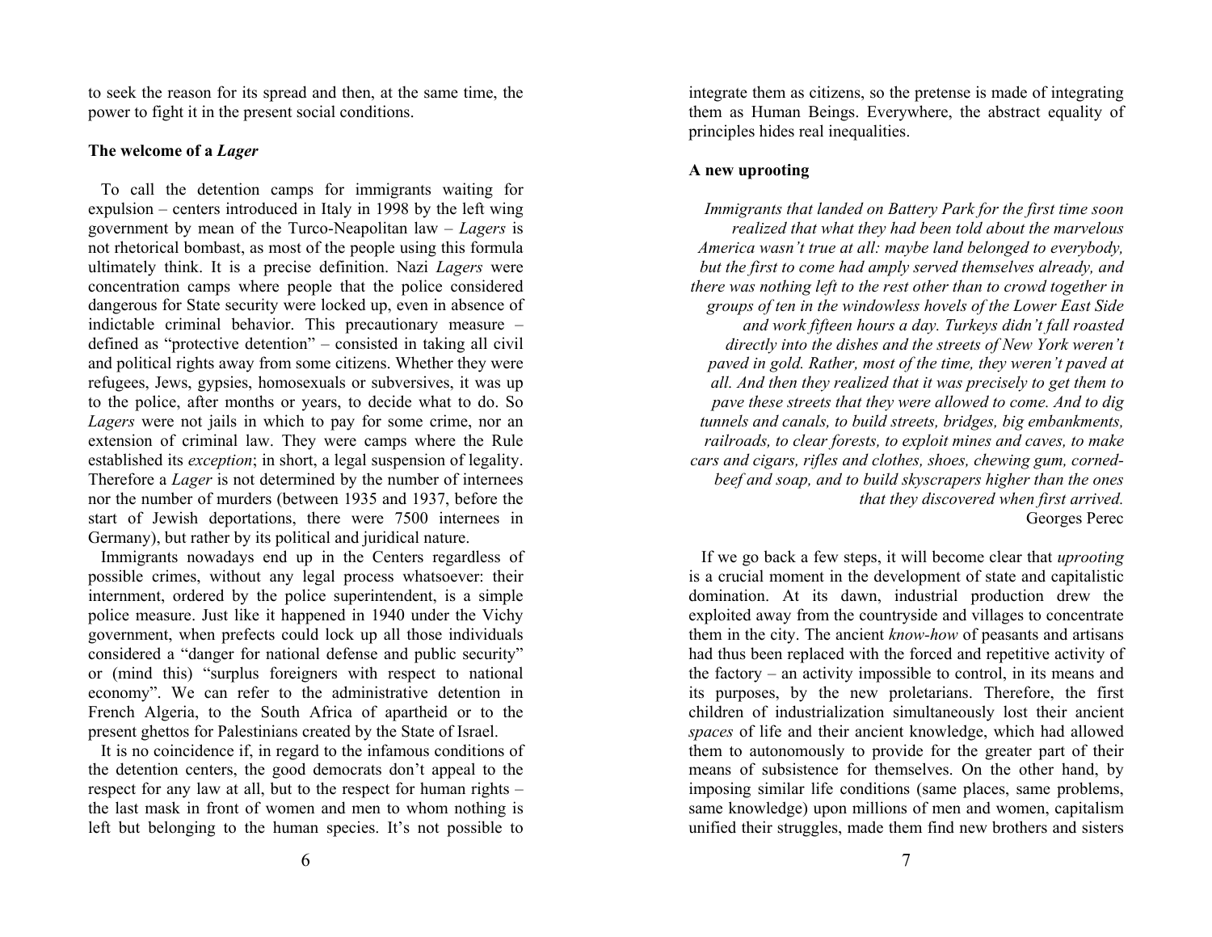to seek the reason for its spread and then, at the same time, the power to fight it in the present social conditions.

**The welcome of a *Lager***

To call the detention camps for immigrants waiting for expulsion – centers introduced in Italy in 1998 by the left wing government by mean of the Turco-Neapolitan law – *Lagers* is not rhetorical bombast, as most of the people using this formula ultimately think. It is a precise definition. Nazi *Lagers* were concentration camps where people that the police considered dangerous for State security were locked up, even in absence of indictable criminal behavior. This precautionary measure – defined as "protective detention" – consisted in taking all civil and political rights away from some citizens. Whether they were refugees, Jews, gypsies, homosexuals or subversives, it was up to the police, after months or years, to decide what to do. So *Lagers* were not jails in which to pay for some crime, nor an extension of criminal law. They were camps where the Rule established its *exception*; in short, a legal suspension of legality. Therefore a *Lager* is not determined by the number of internees nor the number of murders (between 1935 and 1937, before the start of Jewish deportations, there were 7500 internees in Germany), but rather by its political and juridical nature.

Immigrants nowadays end up in the Centers regardless of possible crimes, without any legal process whatsoever: their internment, ordered by the police superintendent, is a simple police measure. Just like it happened in 1940 under the Vichy government, when prefects could lock up all those individuals considered a "danger for national defense and public security" or (mind this) "surplus foreigners with respect to national economy". We can refer to the administrative detention in French Algeria, to the South Africa of apartheid or to the present ghettos for Palestinians created by the State of Israel.

It is no coincidence if, in regard to the infamous conditions of the detention centers, the good democrats don't appeal to the respect for any law at all, but to the respect for human rights – the last mask in front of women and men to whom nothing is left but belonging to the human species. It's not possible to integrate them as citizens, so the pretense is made of integrating them as Human Beings. Everywhere, the abstract equality of principles hides real inequalities.

**A new uprooting**

*Immigrants that landed on Battery Park for the first time soon realized that what they had been told about the marvelous America wasn't true at all: maybe land belonged to everybody, but the first to come had amply served themselves already, and there was nothing left to the rest other than to crowd together in groups of ten in the windowless hovels of the Lower East Side and work fifteen hours a day. Turkeys didn't fall roasted directly into the dishes and the streets of New York weren't paved in gold. Rather, most of the time, they weren't paved at all. And then they realized that it was precisely to get them to pave these streets that they were allowed to come. And to dig tunnels and canals, to build streets, bridges, big embankments, railroads, to clear forests, to exploit mines and caves, to make cars and cigars, rifles and clothes, shoes, chewing gum, corned-beef and soap, and to build skyscrapers higher than the ones that they discovered when first arrived.*

Georges Perec

If we go back a few steps, it will become clear that *uprooting* is a crucial moment in the development of state and capitalistic domination. At its dawn, industrial production drew the exploited away from the countryside and villages to concentrate them in the city. The ancient *know-how* of peasants and artisans had thus been replaced with the forced and repetitive activity of the factory – an activity impossible to control, in its means and its purposes, by the new proletarians. Therefore, the first children of industrialization simultaneously lost their ancient *spaces* of life and their ancient knowledge, which had allowed them to autonomously to provide for the greater part of their means of subsistence for themselves. On the other hand, by imposing similar life conditions (same places, same problems, same knowledge) upon millions of men and women, capitalism unified their struggles, made them find new brothers and sisters